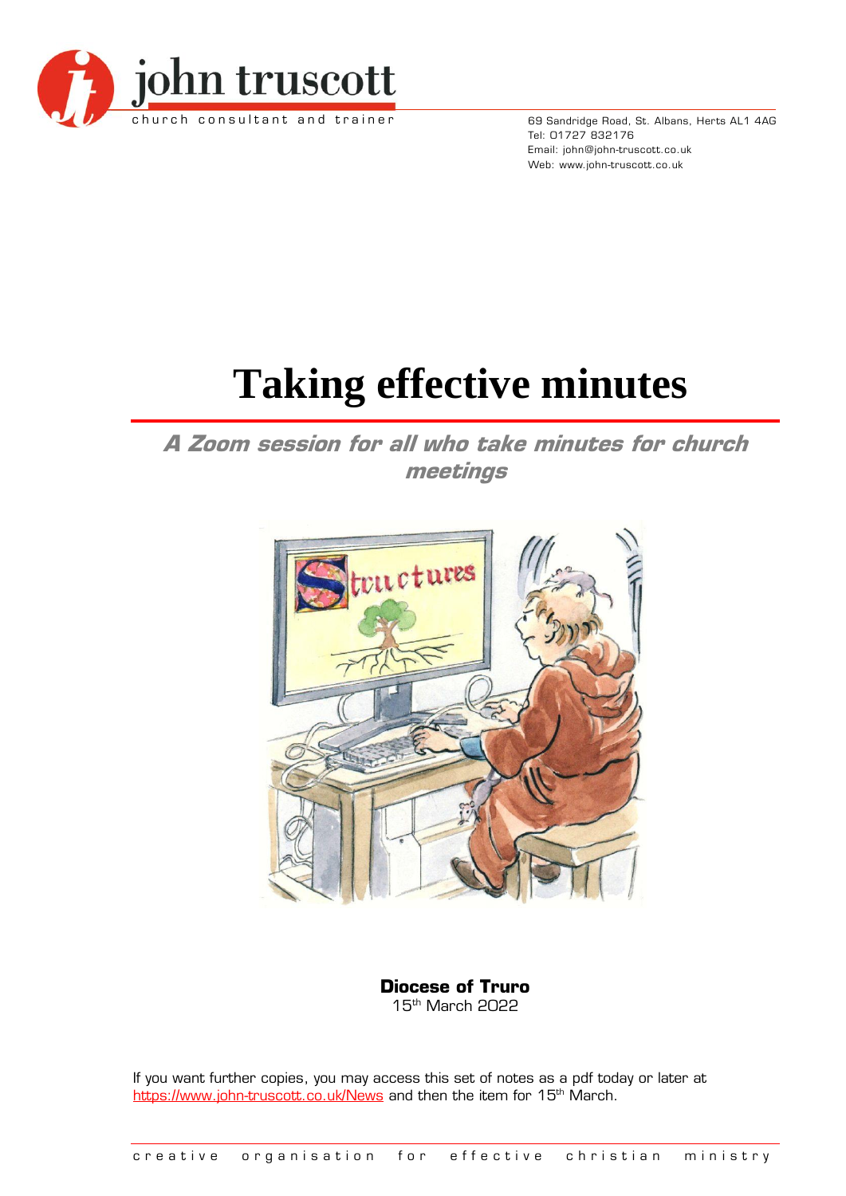john truscott

church consultant and trainer

69 Sandridge Road, St. Albans, Herts AL1 4AG
Tel: 01727 832176
Email: john@john-truscott.co.uk
Web: www.john-truscott.co.uk

# Taking effective minutes

***A Zoom session for all who take minutes for church meetings***

**Diocese of Truro**
15th March 2022

If you want further copies, you may access this set of notes as a pdf today or later at https://www.john-truscott.co.uk/News and then the item for 15th March.

creative organisation for effective christian ministry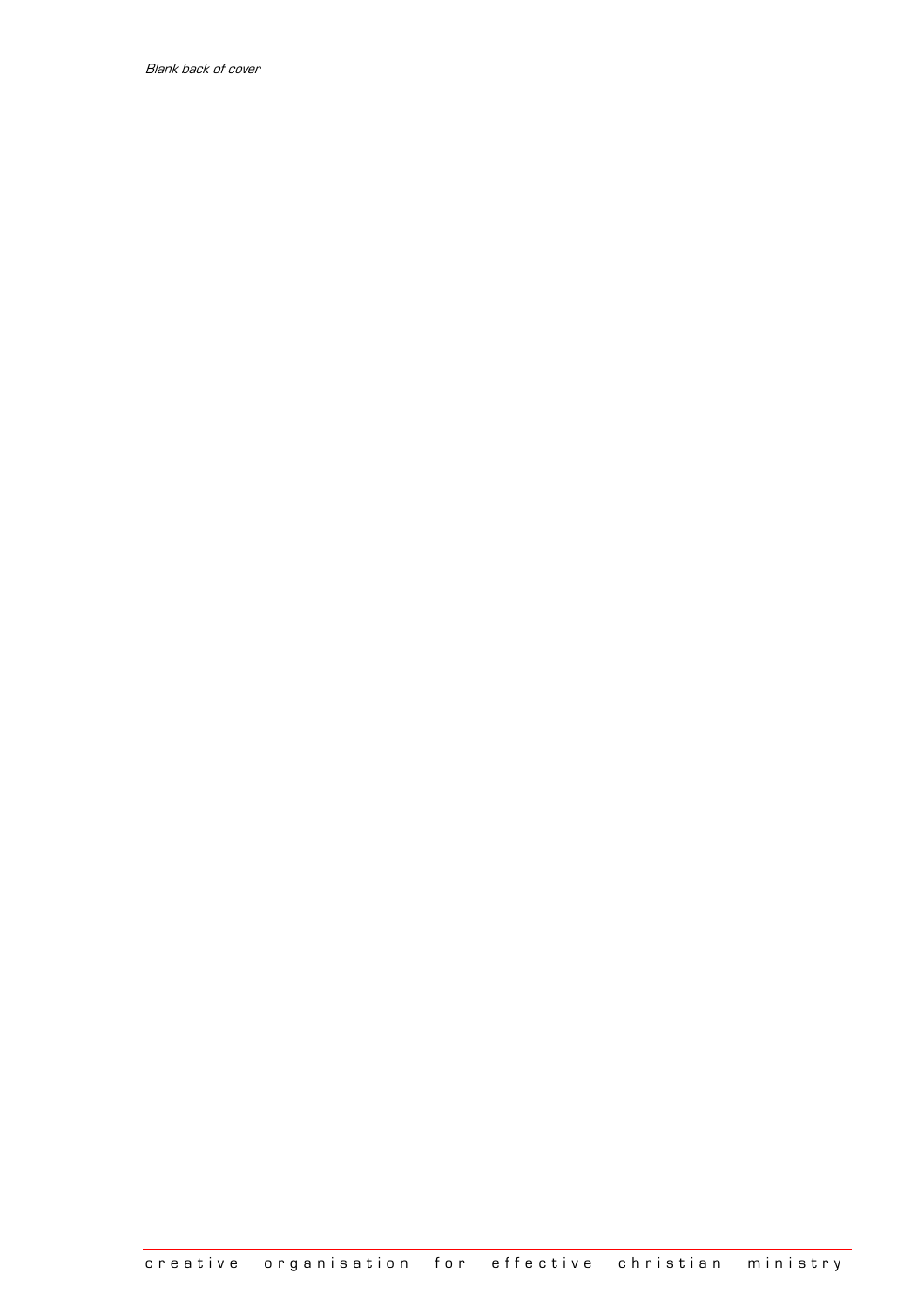*Blank back of cover*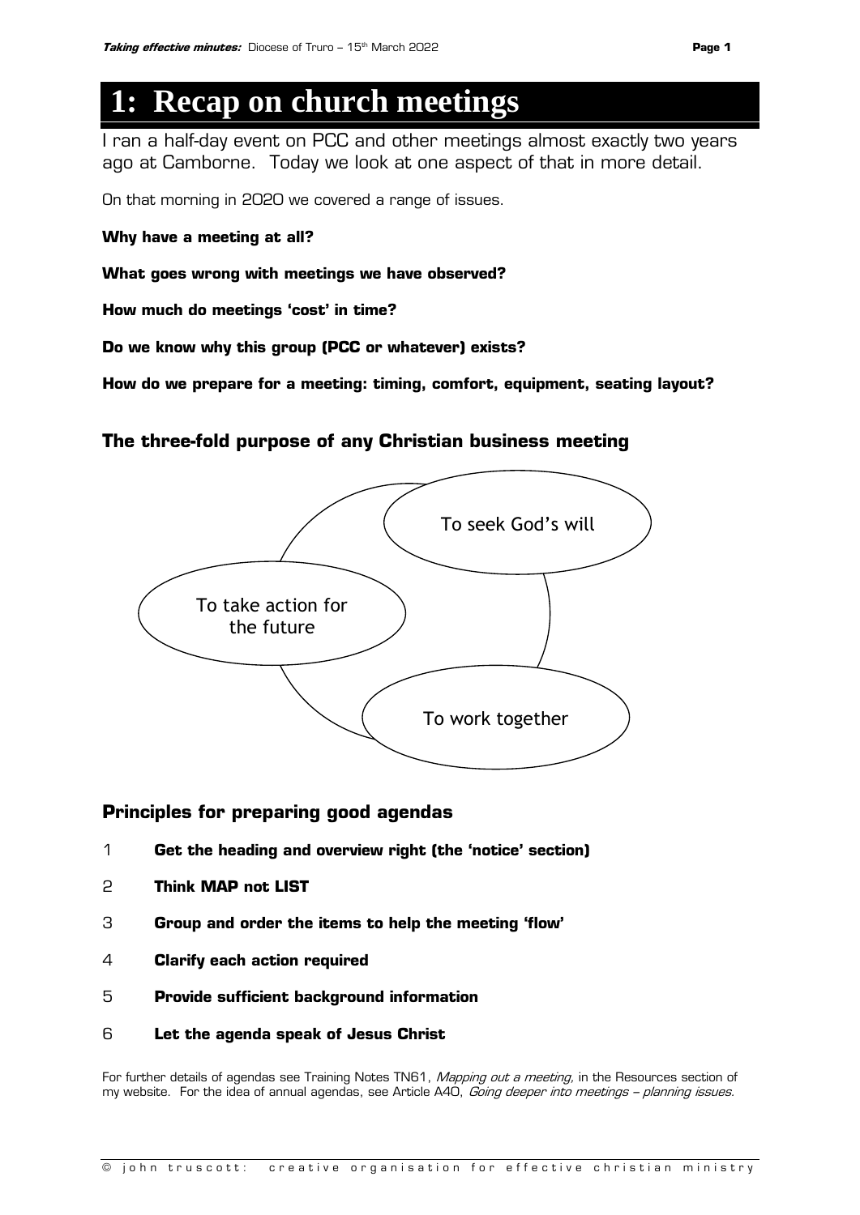# 1: Recap on church meetings

I ran a half-day event on PCC and other meetings almost exactly two years ago at Camborne. Today we look at one aspect of that in more detail.

On that morning in 2020 we covered a range of issues.

**Why have a meeting at all?**

**What goes wrong with meetings we have observed?**

**How much do meetings 'cost' in time?**

**Do we know why this group (PCC or whatever) exists?**

**How do we prepare for a meeting: timing, comfort, equipment, seating layout?**

### The three-fold purpose of any Christian business meeting

To seek God's will

To take action for the future

To work together

### Principles for preparing good agendas

1. **Get the heading and overview right (the 'notice' section)**
2. **Think MAP not LIST**
3. **Group and order the items to help the meeting 'flow'**
4. **Clarify each action required**
5. **Provide sufficient background information**
6. **Let the agenda speak of Jesus Christ**

For further details of agendas see Training Notes TN61, *Mapping out a meeting,* in the Resources section of my website. For the idea of annual agendas, see Article A40, *Going deeper into meetings – planning issues.*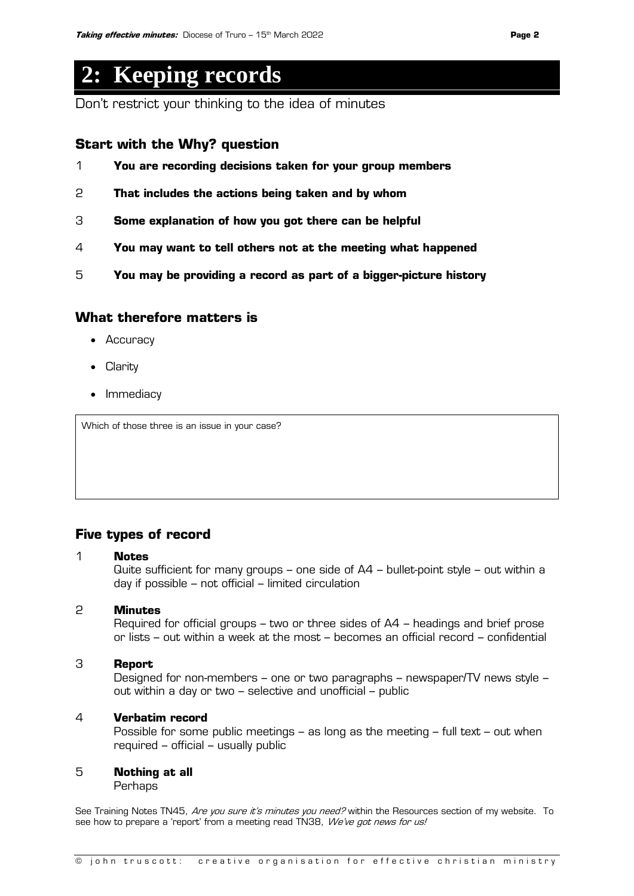# 2: Keeping records

Don't restrict your thinking to the idea of minutes

### Start with the Why? question

1. **You are recording decisions taken for your group members**
2. **That includes the actions being taken and by whom**
3. **Some explanation of how you got there can be helpful**
4. **You may want to tell others not at the meeting what happened**
5. **You may be providing a record as part of a bigger-picture history**

### What therefore matters is

- Accuracy
- Clarity
- Immediacy

Which of those three is an issue in your case?

### Five types of record

1. **Notes**
   Quite sufficient for many groups – one side of A4 – bullet-point style – out within a day if possible – not official – limited circulation

2. **Minutes**
   Required for official groups – two or three sides of A4 – headings and brief prose or lists – out within a week at the most – becomes an official record – confidential

3. **Report**
   Designed for non-members – one or two paragraphs – newspaper/TV news style – out within a day or two – selective and unofficial – public

4. **Verbatim record**
   Possible for some public meetings – as long as the meeting – full text – out when required – official – usually public

5. **Nothing at all**
   Perhaps

See Training Notes TN45, *Are you sure it's minutes you need?* within the Resources section of my website. To see how to prepare a 'report' from a meeting read TN38, *We've got news for us!*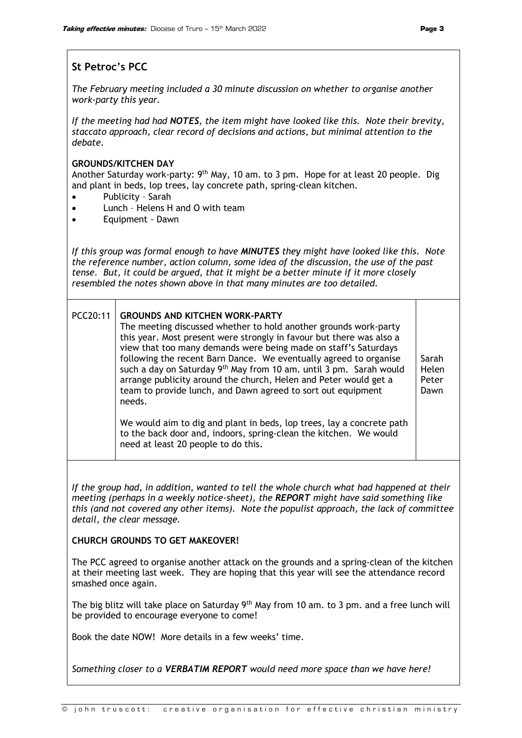## St Petroc's PCC

*The February meeting included a 30 minute discussion on whether to organise another work-party this year.*

*If the meeting had had* ***NOTES****, the item might have looked like this. Note their brevity, staccato approach, clear record of decisions and actions, but minimal attention to the debate.*

**GROUNDS/KITCHEN DAY**

Another Saturday work-party: 9th May, 10 am. to 3 pm. Hope for at least 20 people. Dig and plant in beds, lop trees, lay concrete path, spring-clean kitchen.

- Publicity – Sarah
- Lunch – Helens H and O with team
- Equipment - Dawn

*If this group was formal enough to have* ***MINUTES*** *they might have looked like this. Note the reference number, action column, some idea of the discussion, the use of the past tense. But, it could be argued, that it might be a better minute if it more closely resembled the notes shown above in that many minutes are too detailed.*

| | | |
|---|---|---|
| PCC20:11 | **GROUNDS AND KITCHEN WORK-PARTY**<br>The meeting discussed whether to hold another grounds work-party this year. Most present were strongly in favour but there was also a view that too many demands were being made on staff's Saturdays following the recent Barn Dance. We eventually agreed to organise such a day on Saturday 9th May from 10 am. until 3 pm. Sarah would arrange publicity around the church, Helen and Peter would get a team to provide lunch, and Dawn agreed to sort out equipment needs.<br><br>We would aim to dig and plant in beds, lop trees, lay a concrete path to the back door and, indoors, spring-clean the kitchen. We would need at least 20 people to do this. | Sarah<br>Helen<br>Peter<br>Dawn |

*If the group had, in addition, wanted to tell the whole church what had happened at their meeting (perhaps in a weekly notice-sheet), the* ***REPORT*** *might have said something like this (and not covered any other items). Note the populist approach, the lack of committee detail, the clear message.*

**CHURCH GROUNDS TO GET MAKEOVER!**

The PCC agreed to organise another attack on the grounds and a spring-clean of the kitchen at their meeting last week. They are hoping that this year will see the attendance record smashed once again.

The big blitz will take place on Saturday 9th May from 10 am. to 3 pm. and a free lunch will be provided to encourage everyone to come!

Book the date NOW! More details in a few weeks' time.

*Something closer to a* ***VERBATIM REPORT*** *would need more space than we have here!*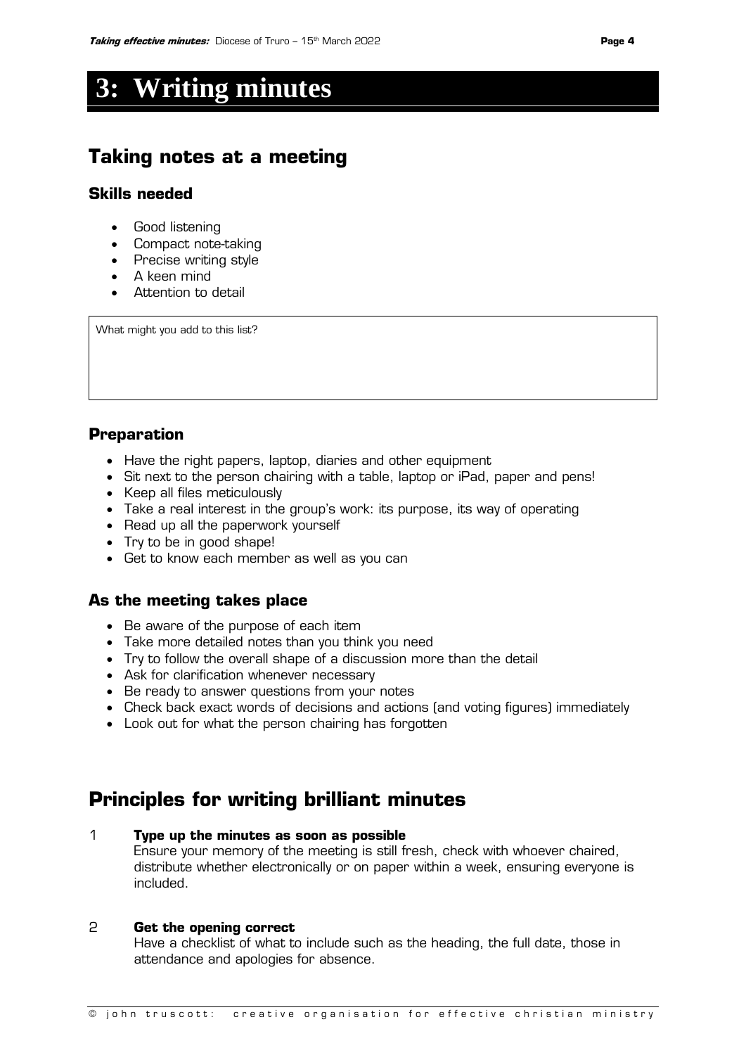# 3: Writing minutes

## Taking notes at a meeting

### Skills needed

- Good listening
- Compact note-taking
- Precise writing style
- A keen mind
- Attention to detail

What might you add to this list?

### Preparation

- Have the right papers, laptop, diaries and other equipment
- Sit next to the person chairing with a table, laptop or iPad, paper and pens!
- Keep all files meticulously
- Take a real interest in the group's work: its purpose, its way of operating
- Read up all the paperwork yourself
- Try to be in good shape!
- Get to know each member as well as you can

### As the meeting takes place

- Be aware of the purpose of each item
- Take more detailed notes than you think you need
- Try to follow the overall shape of a discussion more than the detail
- Ask for clarification whenever necessary
- Be ready to answer questions from your notes
- Check back exact words of decisions and actions (and voting figures) immediately
- Look out for what the person chairing has forgotten

## Principles for writing brilliant minutes

1 **Type up the minutes as soon as possible**
Ensure your memory of the meeting is still fresh, check with whoever chaired, distribute whether electronically or on paper within a week, ensuring everyone is included.

2 **Get the opening correct**
Have a checklist of what to include such as the heading, the full date, those in attendance and apologies for absence.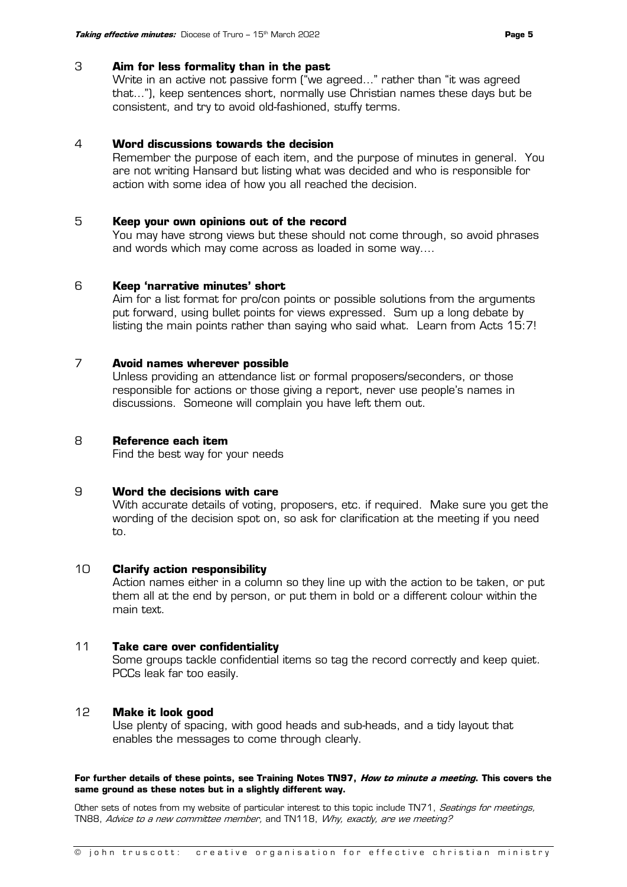3 **Aim for less formality than in the past**
Write in an active not passive form ("we agreed…" rather than "it was agreed that…"), keep sentences short, normally use Christian names these days but be consistent, and try to avoid old-fashioned, stuffy terms.

4 **Word discussions towards the decision**
Remember the purpose of each item, and the purpose of minutes in general. You are not writing Hansard but listing what was decided and who is responsible for action with some idea of how you all reached the decision.

5 **Keep your own opinions out of the record**
You may have strong views but these should not come through, so avoid phrases and words which may come across as loaded in some way….

6 **Keep 'narrative minutes' short**
Aim for a list format for pro/con points or possible solutions from the arguments put forward, using bullet points for views expressed. Sum up a long debate by listing the main points rather than saying who said what. Learn from Acts 15:7!

7 **Avoid names wherever possible**
Unless providing an attendance list or formal proposers/seconders, or those responsible for actions or those giving a report, never use people's names in discussions. Someone will complain you have left them out.

8 **Reference each item**
Find the best way for your needs

9 **Word the decisions with care**
With accurate details of voting, proposers, etc. if required. Make sure you get the wording of the decision spot on, so ask for clarification at the meeting if you need to.

10 **Clarify action responsibility**
Action names either in a column so they line up with the action to be taken, or put them all at the end by person, or put them in bold or a different colour within the main text.

11 **Take care over confidentiality**
Some groups tackle confidential items so tag the record correctly and keep quiet. PCCs leak far too easily.

12 **Make it look good**
Use plenty of spacing, with good heads and sub-heads, and a tidy layout that enables the messages to come through clearly.

**For further details of these points, see Training Notes TN97, *How to minute a meeting*. This covers the same ground as these notes but in a slightly different way.**

Other sets of notes from my website of particular interest to this topic include TN71, *Seatings for meetings,* TN88, *Advice to a new committee member,* and TN118, *Why, exactly, are we meeting?*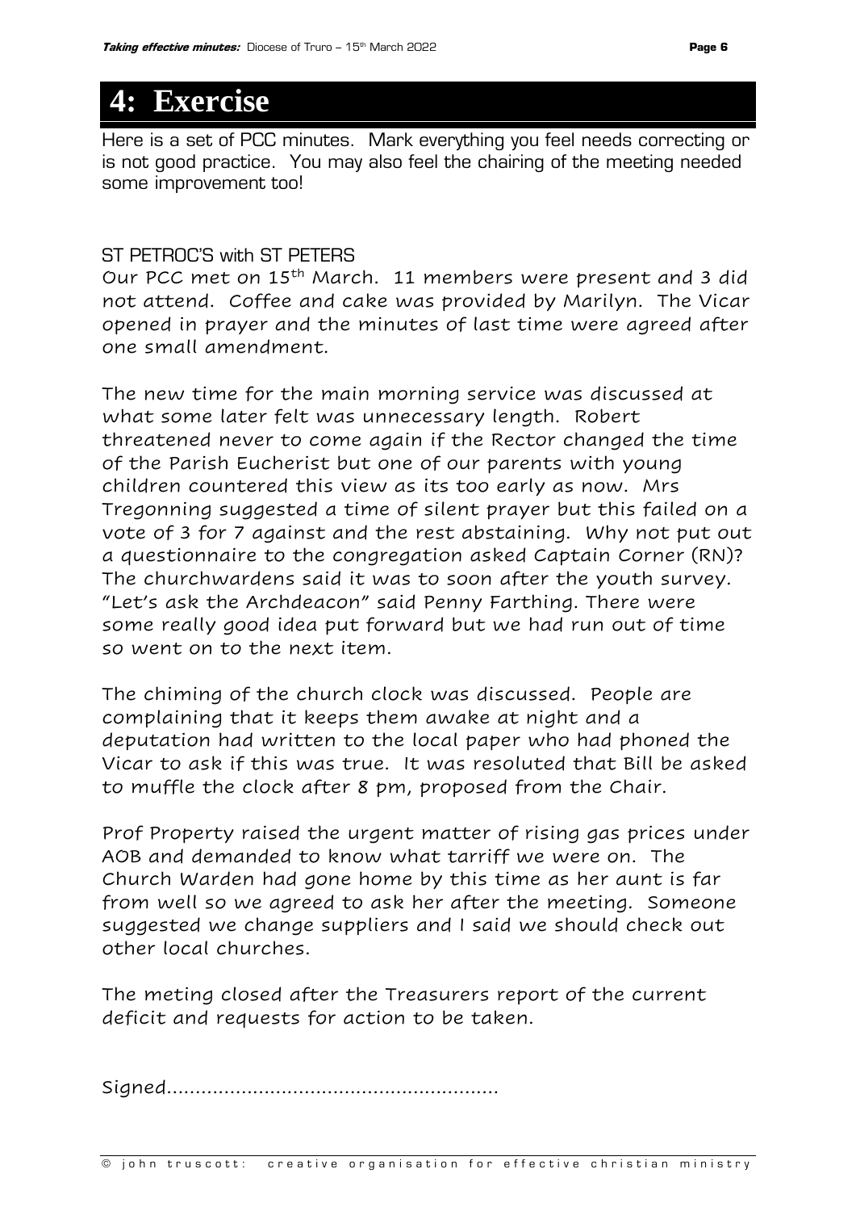# 4: Exercise

Here is a set of PCC minutes. Mark everything you feel needs correcting or is not good practice. You may also feel the chairing of the meeting needed some improvement too!

ST PETROC'S with ST PETERS

Our PCC met on 15th March. 11 members were present and 3 did not attend. Coffee and cake was provided by Marilyn. The Vicar opened in prayer and the minutes of last time were agreed after one small amendment.

The new time for the main morning service was discussed at what some later felt was unnecessary length. Robert threatened never to come again if the Rector changed the time of the Parish Eucherist but one of our parents with young children countered this view as its too early as now. Mrs Tregonning suggested a time of silent prayer but this failed on a vote of 3 for 7 against and the rest abstaining. Why not put out a questionnaire to the congregation asked Captain Corner (RN)? The churchwardens said it was to soon after the youth survey. "Let's ask the Archdeacon" said Penny Farthing. There were some really good idea put forward but we had run out of time so went on to the next item.

The chiming of the church clock was discussed. People are complaining that it keeps them awake at night and a deputation had written to the local paper who had phoned the Vicar to ask if this was true. It was resoluted that Bill be asked to muffle the clock after 8 pm, proposed from the Chair.

Prof Property raised the urgent matter of rising gas prices under AOB and demanded to know what tarriff we were on. The Church Warden had gone home by this time as her aunt is far from well so we agreed to ask her after the meeting. Someone suggested we change suppliers and I said we should check out other local churches.

The meting closed after the Treasurers report of the current deficit and requests for action to be taken.

Signed........................................................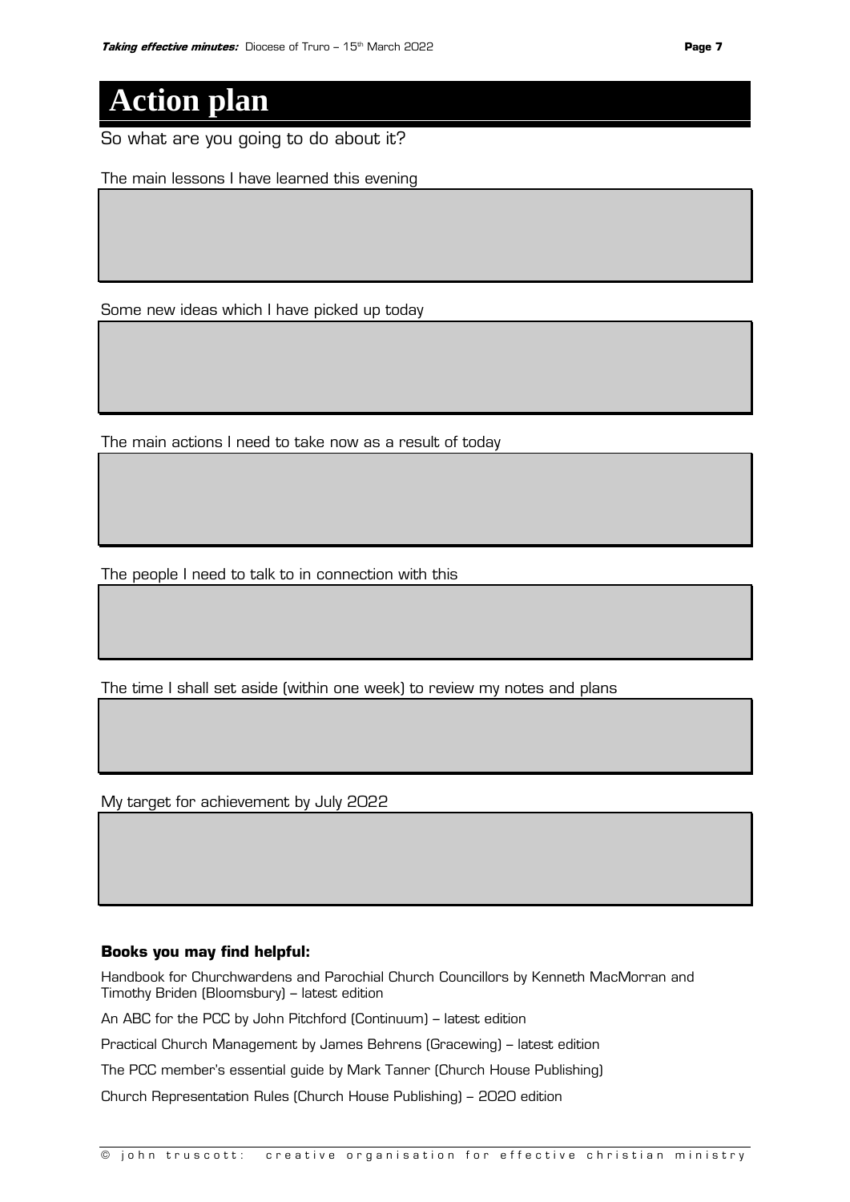# Action plan

So what are you going to do about it?

The main lessons I have learned this evening

Some new ideas which I have picked up today

The main actions I need to take now as a result of today

The people I need to talk to in connection with this

The time I shall set aside (within one week) to review my notes and plans

My target for achievement by July 2022

**Books you may find helpful:**

Handbook for Churchwardens and Parochial Church Councillors by Kenneth MacMorran and Timothy Briden (Bloomsbury) – latest edition

An ABC for the PCC by John Pitchford (Continuum) – latest edition

Practical Church Management by James Behrens (Gracewing) – latest edition

The PCC member's essential guide by Mark Tanner (Church House Publishing)

Church Representation Rules (Church House Publishing) – 2020 edition